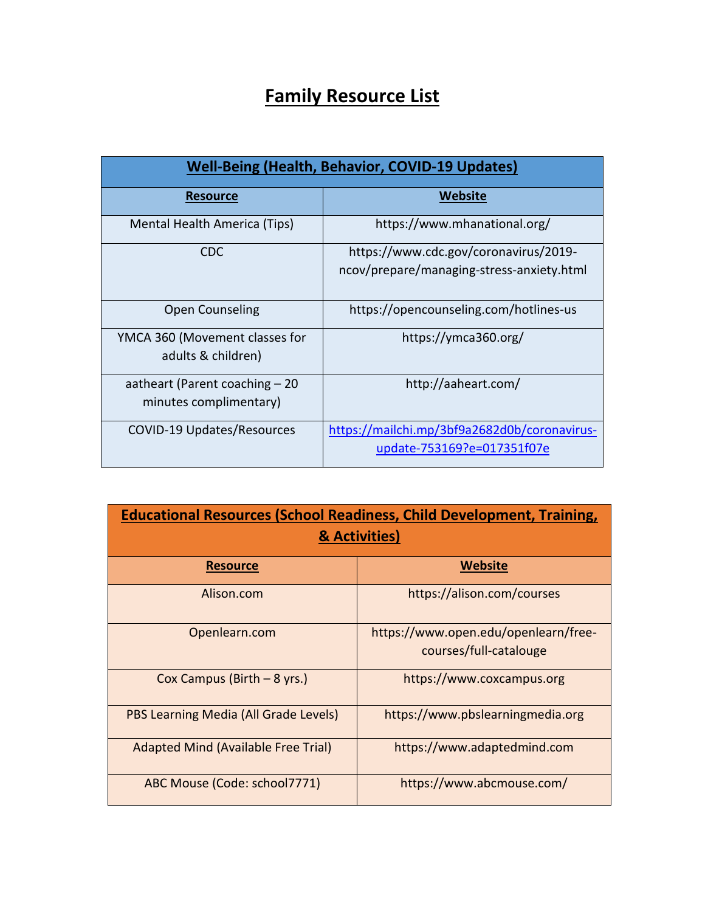# Family Resource List

| Well-Being (Health, Behavior, COVID-19 Updates) | |
|---|---|
| **Resource** | **Website** |
| Mental Health America (Tips) | https://www.mhanational.org/ |
| CDC | https://www.cdc.gov/coronavirus/2019-ncov/prepare/managing-stress-anxiety.html |
| Open Counseling | https://opencounseling.com/hotlines-us |
| YMCA 360 (Movement classes for adults & children) | https://ymca360.org/ |
| aatheart (Parent coaching – 20 minutes complimentary) | http://aaheart.com/ |
| COVID-19 Updates/Resources | https://mailchi.mp/3bf9a2682d0b/coronavirus-update-753169?e=017351f07e |

| Educational Resources (School Readiness, Child Development, Training, & Activities) | |
|---|---|
| **Resource** | **Website** |
| Alison.com | https://alison.com/courses |
| Openlearn.com | https://www.open.edu/openlearn/free-courses/full-catalouge |
| Cox Campus (Birth – 8 yrs.) | https://www.coxcampus.org |
| PBS Learning Media (All Grade Levels) | https://www.pbslearningmedia.org |
| Adapted Mind (Available Free Trial) | https://www.adaptedmind.com |
| ABC Mouse (Code: school7771) | https://www.abcmouse.com/ |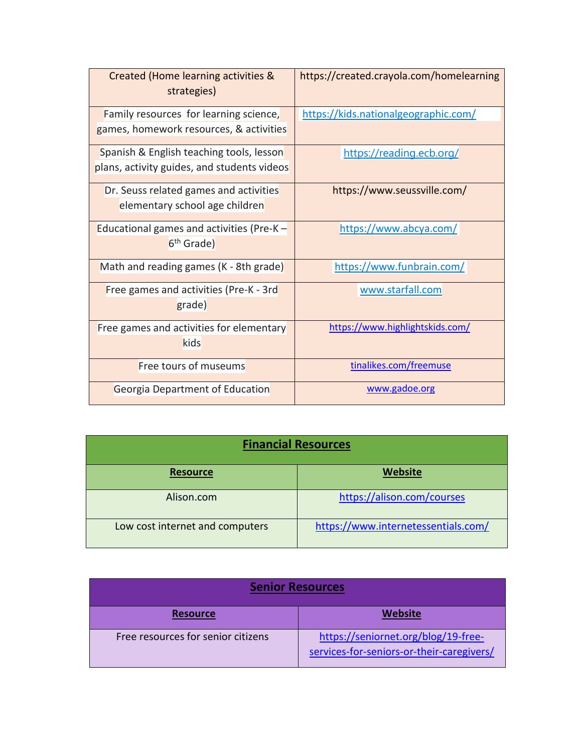| Created (Home learning activities & strategies) | https://created.crayola.com/homelearning |
|---|---|
| Family resources for learning science, games, homework resources, & activities | https://kids.nationalgeographic.com/ |
| Spanish & English teaching tools, lesson plans, activity guides, and students videos | https://reading.ecb.org/ |
| Dr. Seuss related games and activities elementary school age children | https://www.seussville.com/ |
| Educational games and activities (Pre-K – 6th Grade) | https://www.abcya.com/ |
| Math and reading games (K - 8th grade) | https://www.funbrain.com/ |
| Free games and activities (Pre-K - 3rd grade) | www.starfall.com |
| Free games and activities for elementary kids | https://www.highlightskids.com/ |
| Free tours of museums | tinalikes.com/freemuse |
| Georgia Department of Education | www.gadoe.org |

| **Financial Resources** | |
|---|---|
| **Resource** | **Website** |
| Alison.com | https://alison.com/courses |
| Low cost internet and computers | https://www.internetessentials.com/ |

| **Senior Resources** | |
|---|---|
| **Resource** | **Website** |
| Free resources for senior citizens | https://seniornet.org/blog/19-free-services-for-seniors-or-their-caregivers/ |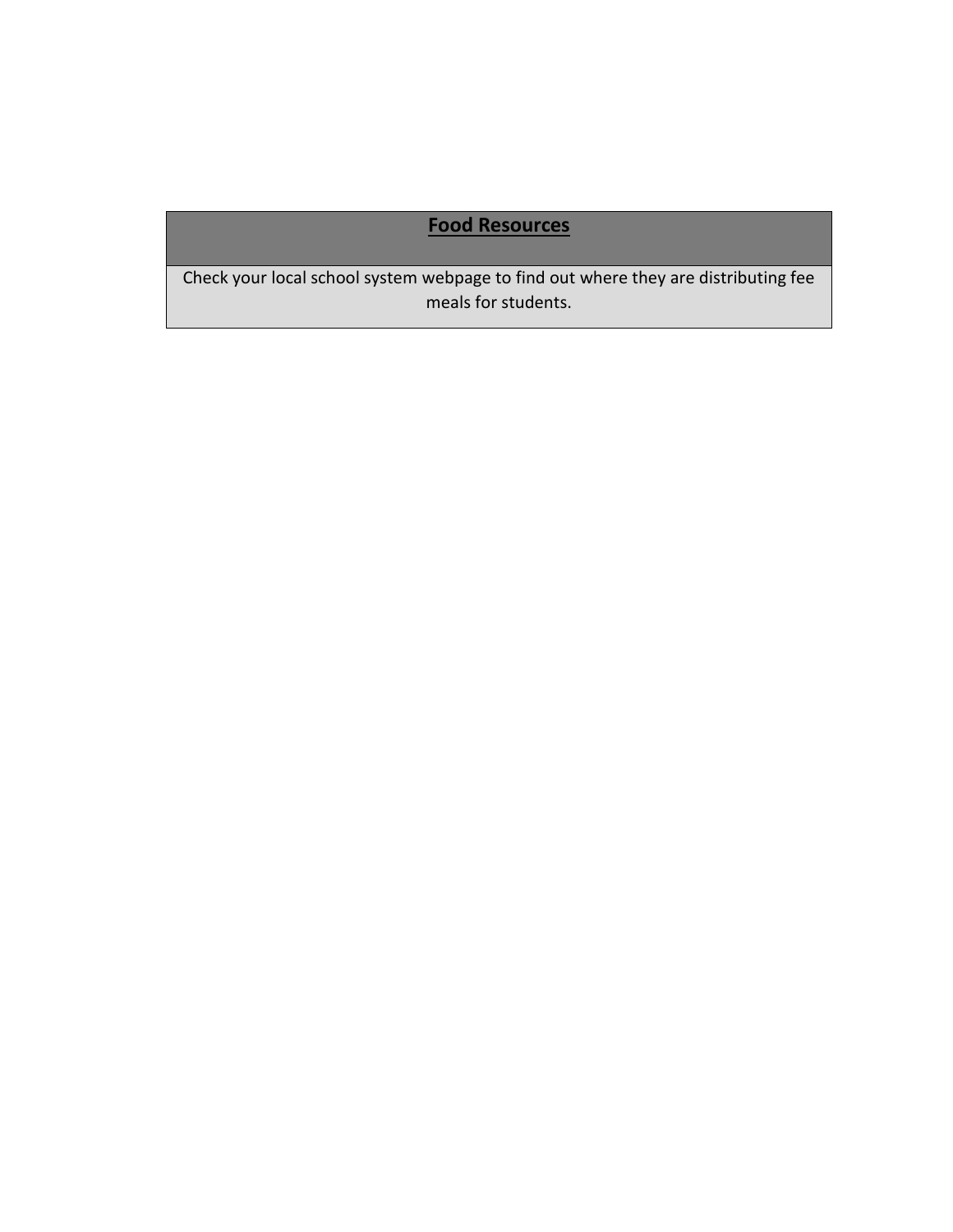| **<u>Food Resources</u>** |
|---|
| Check your local school system webpage to find out where they are distributing fee meals for students. |